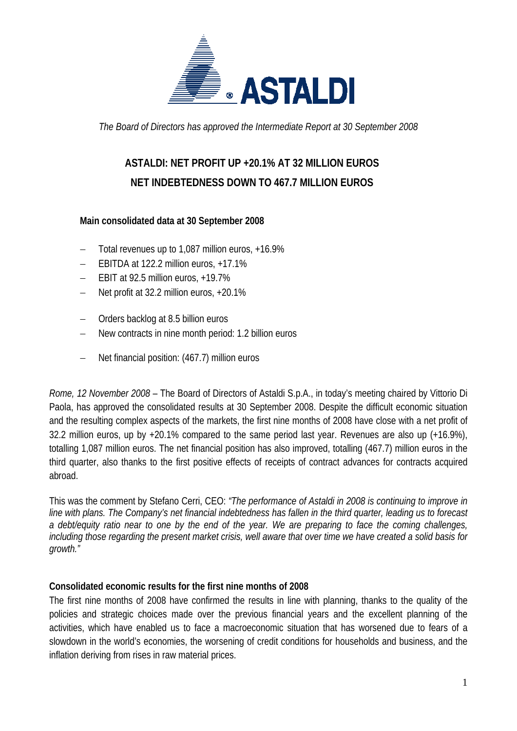ASTALDI

*The Board of Directors has approved the Intermediate Report at 30 September 2008*

# ASTALDI: NET PROFIT UP +20.1% AT 32 MILLION EUROS
# NET INDEBTEDNESS DOWN TO 467.7 MILLION EUROS

**Main consolidated data at 30 September 2008**

- Total revenues up to 1,087 million euros, +16.9%
- EBITDA at 122.2 million euros, +17.1%
- EBIT at 92.5 million euros, +19.7%
- Net profit at 32.2 million euros, +20.1%

- Orders backlog at 8.5 billion euros
- New contracts in nine month period: 1.2 billion euros

- Net financial position: (467.7) million euros

*Rome, 12 November 2008* – The Board of Directors of Astaldi S.p.A., in today's meeting chaired by Vittorio Di Paola, has approved the consolidated results at 30 September 2008. Despite the difficult economic situation and the resulting complex aspects of the markets, the first nine months of 2008 have close with a net profit of 32.2 million euros, up by +20.1% compared to the same period last year. Revenues are also up (+16.9%), totalling 1,087 million euros. The net financial position has also improved, totalling (467.7) million euros in the third quarter, also thanks to the first positive effects of receipts of contract advances for contracts acquired abroad.

This was the comment by Stefano Cerri, CEO: *"The performance of Astaldi in 2008 is continuing to improve in line with plans. The Company's net financial indebtedness has fallen in the third quarter, leading us to forecast a debt/equity ratio near to one by the end of the year. We are preparing to face the coming challenges, including those regarding the present market crisis, well aware that over time we have created a solid basis for growth."*

**Consolidated economic results for the first nine months of 2008**

The first nine months of 2008 have confirmed the results in line with planning, thanks to the quality of the policies and strategic choices made over the previous financial years and the excellent planning of the activities, which have enabled us to face a macroeconomic situation that has worsened due to fears of a slowdown in the world's economies, the worsening of credit conditions for households and business, and the inflation deriving from rises in raw material prices.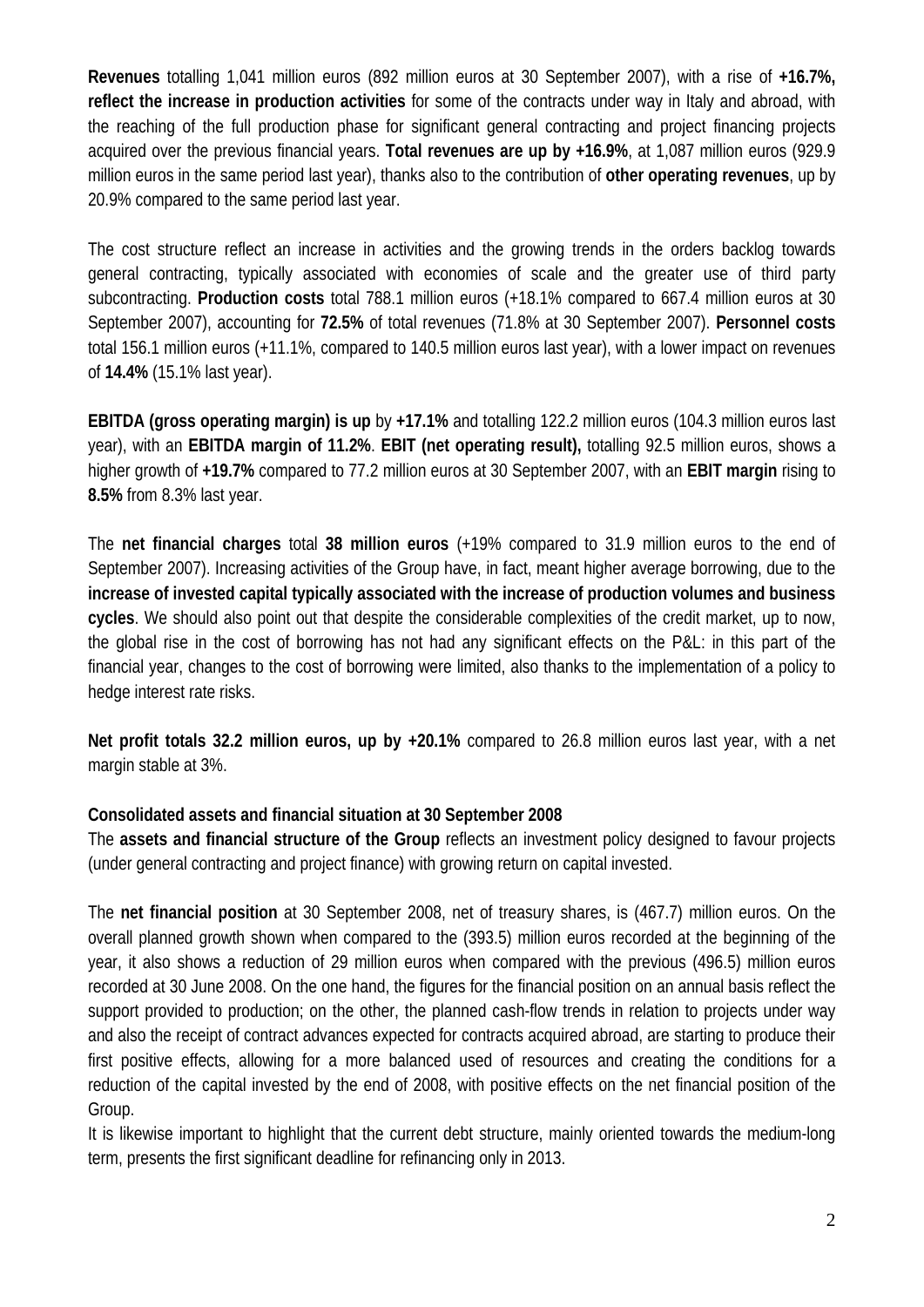**Revenues** totalling 1,041 million euros (892 million euros at 30 September 2007), with a rise of **+16.7%, reflect the increase in production activities** for some of the contracts under way in Italy and abroad, with the reaching of the full production phase for significant general contracting and project financing projects acquired over the previous financial years. **Total revenues are up by +16.9%**, at 1,087 million euros (929.9 million euros in the same period last year), thanks also to the contribution of **other operating revenues**, up by 20.9% compared to the same period last year.

The cost structure reflect an increase in activities and the growing trends in the orders backlog towards general contracting, typically associated with economies of scale and the greater use of third party subcontracting. **Production costs** total 788.1 million euros (+18.1% compared to 667.4 million euros at 30 September 2007), accounting for **72.5%** of total revenues (71.8% at 30 September 2007). **Personnel costs** total 156.1 million euros (+11.1%, compared to 140.5 million euros last year), with a lower impact on revenues of **14.4%** (15.1% last year).

**EBITDA (gross operating margin) is up** by **+17.1%** and totalling 122.2 million euros (104.3 million euros last year), with an **EBITDA margin of 11.2%**. **EBIT (net operating result),** totalling 92.5 million euros, shows a higher growth of **+19.7%** compared to 77.2 million euros at 30 September 2007, with an **EBIT margin** rising to **8.5%** from 8.3% last year.

The **net financial charges** total **38 million euros** (+19% compared to 31.9 million euros to the end of September 2007). Increasing activities of the Group have, in fact, meant higher average borrowing, due to the **increase of invested capital typically associated with the increase of production volumes and business cycles**. We should also point out that despite the considerable complexities of the credit market, up to now, the global rise in the cost of borrowing has not had any significant effects on the P&L: in this part of the financial year, changes to the cost of borrowing were limited, also thanks to the implementation of a policy to hedge interest rate risks.

**Net profit totals 32.2 million euros, up by +20.1%** compared to 26.8 million euros last year, with a net margin stable at 3%.

**Consolidated assets and financial situation at 30 September 2008**

The **assets and financial structure of the Group** reflects an investment policy designed to favour projects (under general contracting and project finance) with growing return on capital invested.

The **net financial position** at 30 September 2008, net of treasury shares, is (467.7) million euros. On the overall planned growth shown when compared to the (393.5) million euros recorded at the beginning of the year, it also shows a reduction of 29 million euros when compared with the previous (496.5) million euros recorded at 30 June 2008. On the one hand, the figures for the financial position on an annual basis reflect the support provided to production; on the other, the planned cash-flow trends in relation to projects under way and also the receipt of contract advances expected for contracts acquired abroad, are starting to produce their first positive effects, allowing for a more balanced used of resources and creating the conditions for a reduction of the capital invested by the end of 2008, with positive effects on the net financial position of the Group.

It is likewise important to highlight that the current debt structure, mainly oriented towards the medium-long term, presents the first significant deadline for refinancing only in 2013.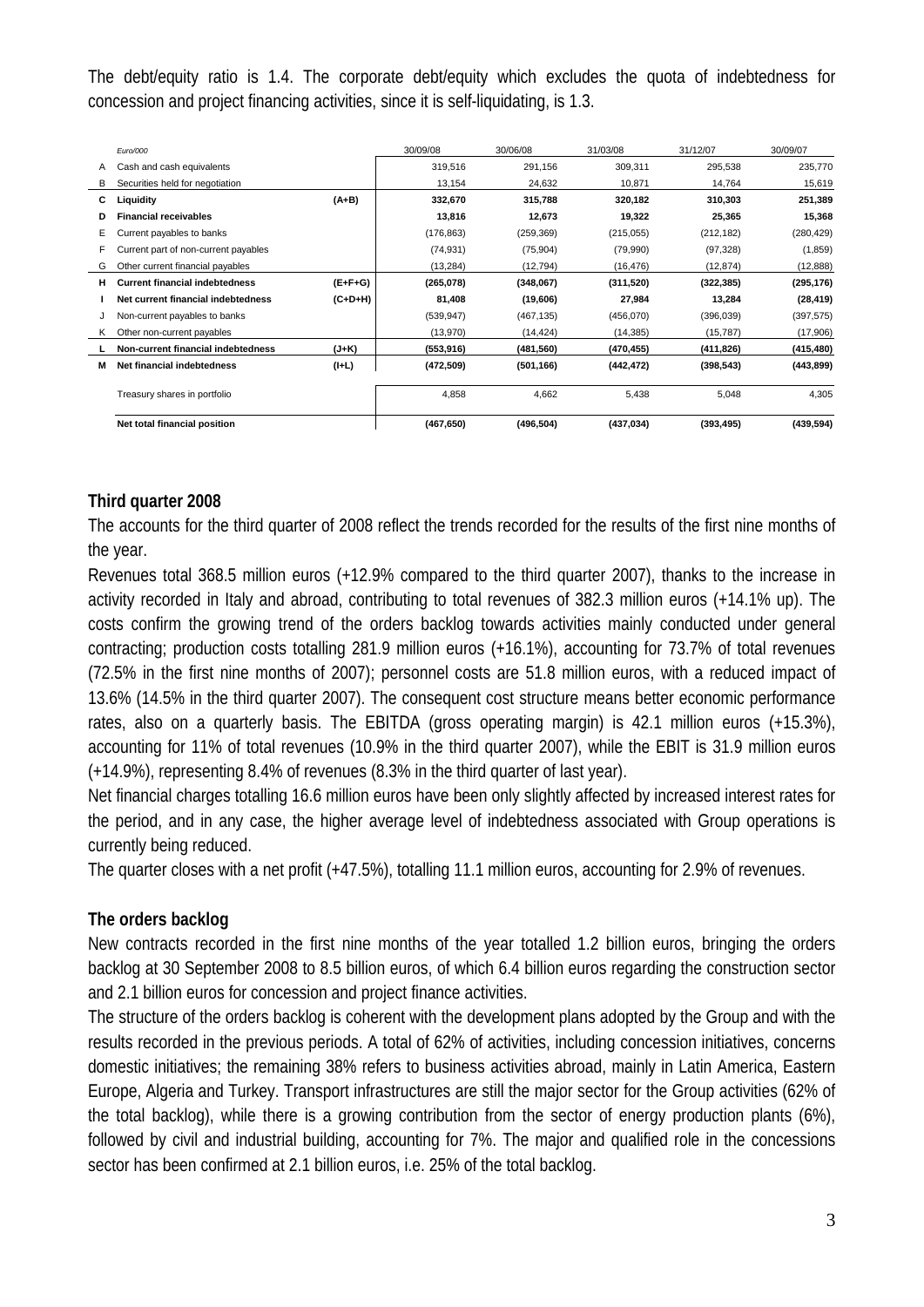The debt/equity ratio is 1.4. The corporate debt/equity which excludes the quota of indebtedness for concession and project financing activities, since it is self-liquidating, is 1.3.

| | *Euro/000* | | 30/09/08 | 30/06/08 | 31/03/08 | 31/12/07 | 30/09/07 |
|---|---|---|---|---|---|---|---|
| A | Cash and cash equivalents | | 319,516 | 291,156 | 309,311 | 295,538 | 235,770 |
| B | Securities held for negotiation | | 13,154 | 24,632 | 10,871 | 14,764 | 15,619 |
| **C** | **Liquidity** | **(A+B)** | **332,670** | **315,788** | **320,182** | **310,303** | **251,389** |
| **D** | **Financial receivables** | | **13,816** | **12,673** | **19,322** | **25,365** | **15,368** |
| E | Current payables to banks | | (176,863) | (259,369) | (215,055) | (212,182) | (280,429) |
| F | Current part of non-current payables | | (74,931) | (75,904) | (79,990) | (97,328) | (1,859) |
| G | Other current financial payables | | (13,284) | (12,794) | (16,476) | (12,874) | (12,888) |
| **H** | **Current financial indebtedness** | **(E+F+G)** | **(265,078)** | **(348,067)** | **(311,520)** | **(322,385)** | **(295,176)** |
| **I** | **Net current financial indebtedness** | **(C+D+H)** | **81,408** | **(19,606)** | **27,984** | **13,284** | **(28,419)** |
| J | Non-current payables to banks | | (539,947) | (467,135) | (456,070) | (396,039) | (397,575) |
| K | Other non-current payables | | (13,970) | (14,424) | (14,385) | (15,787) | (17,906) |
| **L** | **Non-current financial indebtedness** | **(J+K)** | **(553,916)** | **(481,560)** | **(470,455)** | **(411,826)** | **(415,480)** |
| **M** | **Net financial indebtedness** | **(I+L)** | **(472,509)** | **(501,166)** | **(442,472)** | **(398,543)** | **(443,899)** |
| | Treasury shares in portfolio | | 4,858 | 4,662 | 5,438 | 5,048 | 4,305 |
| | **Net total financial position** | | **(467,650)** | **(496,504)** | **(437,034)** | **(393,495)** | **(439,594)** |

**Third quarter 2008**

The accounts for the third quarter of 2008 reflect the trends recorded for the results of the first nine months of the year.

Revenues total 368.5 million euros (+12.9% compared to the third quarter 2007), thanks to the increase in activity recorded in Italy and abroad, contributing to total revenues of 382.3 million euros (+14.1% up). The costs confirm the growing trend of the orders backlog towards activities mainly conducted under general contracting; production costs totalling 281.9 million euros (+16.1%), accounting for 73.7% of total revenues (72.5% in the first nine months of 2007); personnel costs are 51.8 million euros, with a reduced impact of 13.6% (14.5% in the third quarter 2007). The consequent cost structure means better economic performance rates, also on a quarterly basis. The EBITDA (gross operating margin) is 42.1 million euros (+15.3%), accounting for 11% of total revenues (10.9% in the third quarter 2007), while the EBIT is 31.9 million euros (+14.9%), representing 8.4% of revenues (8.3% in the third quarter of last year).

Net financial charges totalling 16.6 million euros have been only slightly affected by increased interest rates for the period, and in any case, the higher average level of indebtedness associated with Group operations is currently being reduced.

The quarter closes with a net profit (+47.5%), totalling 11.1 million euros, accounting for 2.9% of revenues.

**The orders backlog**

New contracts recorded in the first nine months of the year totalled 1.2 billion euros, bringing the orders backlog at 30 September 2008 to 8.5 billion euros, of which 6.4 billion euros regarding the construction sector and 2.1 billion euros for concession and project finance activities.

The structure of the orders backlog is coherent with the development plans adopted by the Group and with the results recorded in the previous periods. A total of 62% of activities, including concession initiatives, concerns domestic initiatives; the remaining 38% refers to business activities abroad, mainly in Latin America, Eastern Europe, Algeria and Turkey. Transport infrastructures are still the major sector for the Group activities (62% of the total backlog), while there is a growing contribution from the sector of energy production plants (6%), followed by civil and industrial building, accounting for 7%. The major and qualified role in the concessions sector has been confirmed at 2.1 billion euros, i.e. 25% of the total backlog.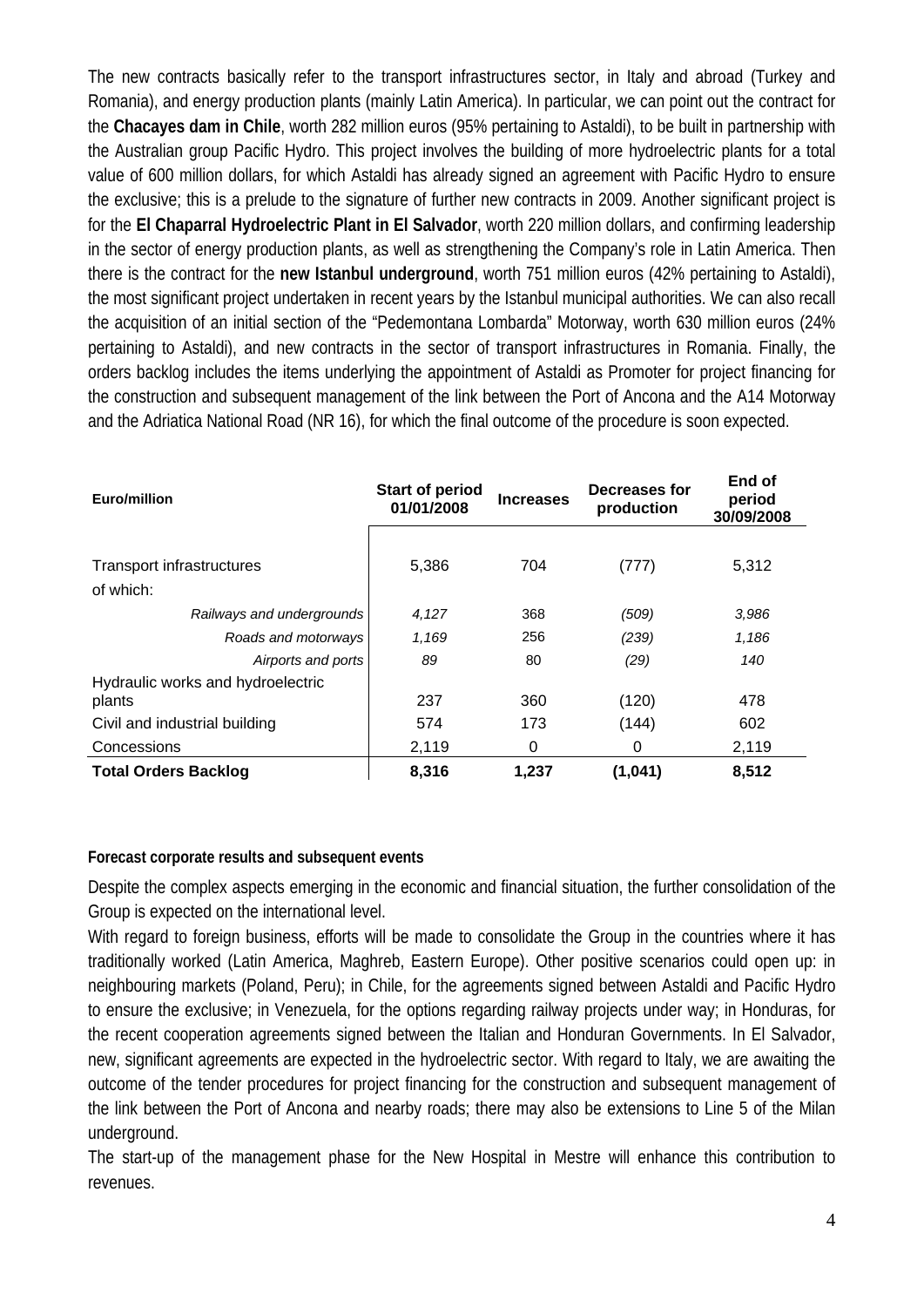The new contracts basically refer to the transport infrastructures sector, in Italy and abroad (Turkey and Romania), and energy production plants (mainly Latin America). In particular, we can point out the contract for the **Chacayes dam in Chile**, worth 282 million euros (95% pertaining to Astaldi), to be built in partnership with the Australian group Pacific Hydro. This project involves the building of more hydroelectric plants for a total value of 600 million dollars, for which Astaldi has already signed an agreement with Pacific Hydro to ensure the exclusive; this is a prelude to the signature of further new contracts in 2009. Another significant project is for the **El Chaparral Hydroelectric Plant in El Salvador**, worth 220 million dollars, and confirming leadership in the sector of energy production plants, as well as strengthening the Company's role in Latin America. Then there is the contract for the **new Istanbul underground**, worth 751 million euros (42% pertaining to Astaldi), the most significant project undertaken in recent years by the Istanbul municipal authorities. We can also recall the acquisition of an initial section of the "Pedemontana Lombarda" Motorway, worth 630 million euros (24% pertaining to Astaldi), and new contracts in the sector of transport infrastructures in Romania. Finally, the orders backlog includes the items underlying the appointment of Astaldi as Promoter for project financing for the construction and subsequent management of the link between the Port of Ancona and the A14 Motorway and the Adriatica National Road (NR 16), for which the final outcome of the procedure is soon expected.

| Euro/million | Start of period 01/01/2008 | Increases | Decreases for production | End of period 30/09/2008 |
|---|---|---|---|---|
| Transport infrastructures | 5,386 | 704 | (777) | 5,312 |
| of which: | | | | |
| *Railways and undergrounds* | *4,127* | 368 | *(509)* | *3,986* |
| *Roads and motorways* | *1,169* | 256 | *(239)* | *1,186* |
| *Airports and ports* | *89* | 80 | *(29)* | *140* |
| Hydraulic works and hydroelectric plants | 237 | 360 | (120) | 478 |
| Civil and industrial building | 574 | 173 | (144) | 602 |
| Concessions | 2,119 | 0 | 0 | 2,119 |
| **Total Orders Backlog** | **8,316** | **1,237** | **(1,041)** | **8,512** |

**Forecast corporate results and subsequent events**

Despite the complex aspects emerging in the economic and financial situation, the further consolidation of the Group is expected on the international level.

With regard to foreign business, efforts will be made to consolidate the Group in the countries where it has traditionally worked (Latin America, Maghreb, Eastern Europe). Other positive scenarios could open up: in neighbouring markets (Poland, Peru); in Chile, for the agreements signed between Astaldi and Pacific Hydro to ensure the exclusive; in Venezuela, for the options regarding railway projects under way; in Honduras, for the recent cooperation agreements signed between the Italian and Honduran Governments. In El Salvador, new, significant agreements are expected in the hydroelectric sector. With regard to Italy, we are awaiting the outcome of the tender procedures for project financing for the construction and subsequent management of the link between the Port of Ancona and nearby roads; there may also be extensions to Line 5 of the Milan underground.

The start-up of the management phase for the New Hospital in Mestre will enhance this contribution to revenues.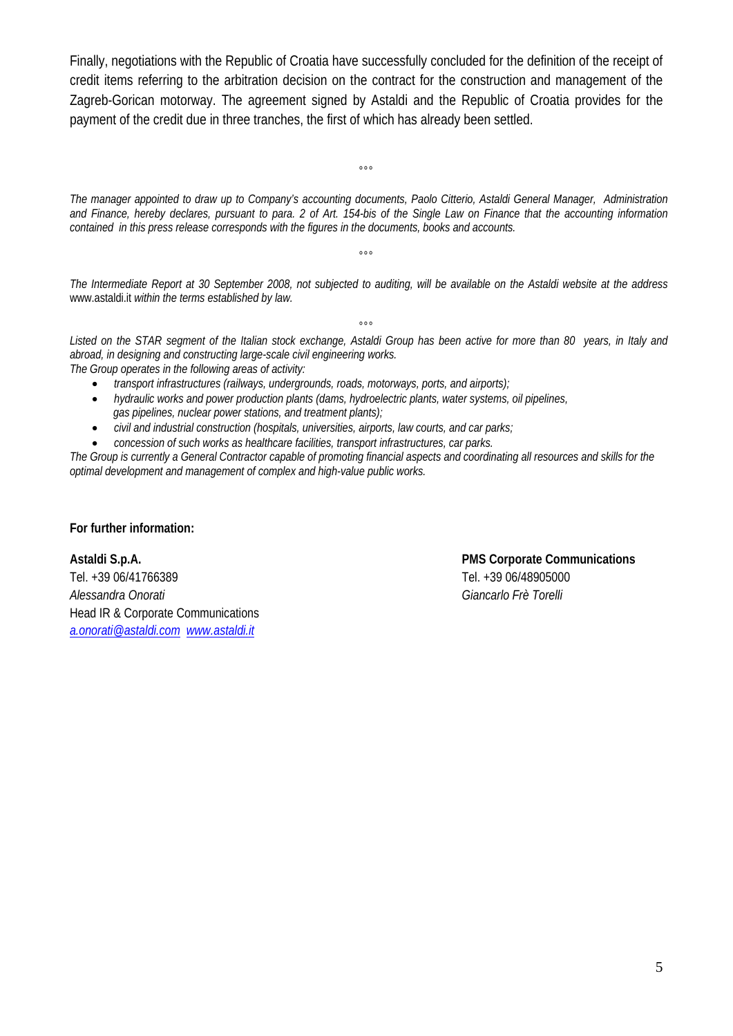Finally, negotiations with the Republic of Croatia have successfully concluded for the definition of the receipt of credit items referring to the arbitration decision on the contract for the construction and management of the Zagreb-Gorican motorway. The agreement signed by Astaldi and the Republic of Croatia provides for the payment of the credit due in three tranches, the first of which has already been settled.

°°°

*The manager appointed to draw up to Company's accounting documents, Paolo Citterio, Astaldi General Manager, Administration and Finance, hereby declares, pursuant to para. 2 of Art. 154-bis of the Single Law on Finance that the accounting information contained in this press release corresponds with the figures in the documents, books and accounts.*

°°°

*The Intermediate Report at 30 September 2008, not subjected to auditing, will be available on the Astaldi website at the address* www.astaldi.it *within the terms established by law.*

°°°

*Listed on the STAR segment of the Italian stock exchange, Astaldi Group has been active for more than 80 years, in Italy and abroad, in designing and constructing large-scale civil engineering works.*
*The Group operates in the following areas of activity:*

- *transport infrastructures (railways, undergrounds, roads, motorways, ports, and airports);*
- *hydraulic works and power production plants (dams, hydroelectric plants, water systems, oil pipelines, gas pipelines, nuclear power stations, and treatment plants);*
- *civil and industrial construction (hospitals, universities, airports, law courts, and car parks;*
- *concession of such works as healthcare facilities, transport infrastructures, car parks.*

*The Group is currently a General Contractor capable of promoting financial aspects and coordinating all resources and skills for the optimal development and management of complex and high-value public works.*

**For further information:**

**Astaldi S.p.A.**
Tel. +39 06/41766389
*Alessandra Onorati*
Head IR & Corporate Communications
*a.onorati@astaldi.com* *www.astaldi.it*

**PMS Corporate Communications**
Tel. +39 06/48905000
*Giancarlo Frè Torelli*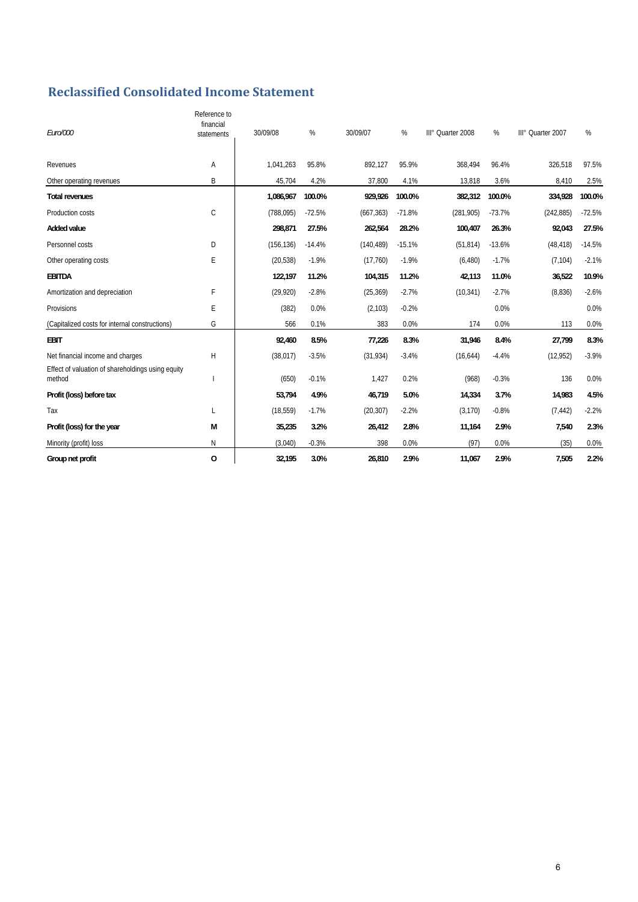## Reclassified Consolidated Income Statement

| *Euro/000* | Reference to financial statements | 30/09/08 | % | 30/09/07 | % | III° Quarter 2008 | % | III° Quarter 2007 | % |
|---|---|---|---|---|---|---|---|---|---|
| Revenues | A | 1,041,263 | 95.8% | 892,127 | 95.9% | 368,494 | 96.4% | 326,518 | 97.5% |
| Other operating revenues | B | 45,704 | 4.2% | 37,800 | 4.1% | 13,818 | 3.6% | 8,410 | 2.5% |
| **Total revenues** | | **1,086,967** | **100.0%** | **929,926** | **100.0%** | **382,312** | **100.0%** | **334,928** | **100.0%** |
| Production costs | C | (788,095) | -72.5% | (667,363) | -71.8% | (281,905) | -73.7% | (242,885) | -72.5% |
| **Added value** | | **298,871** | **27.5%** | **262,564** | **28.2%** | **100,407** | **26.3%** | **92,043** | **27.5%** |
| Personnel costs | D | (156,136) | -14.4% | (140,489) | -15.1% | (51,814) | -13.6% | (48,418) | -14.5% |
| Other operating costs | E | (20,538) | -1.9% | (17,760) | -1.9% | (6,480) | -1.7% | (7,104) | -2.1% |
| **EBITDA** | | **122,197** | **11.2%** | **104,315** | **11.2%** | **42,113** | **11.0%** | **36,522** | **10.9%** |
| Amortization and depreciation | F | (29,920) | -2.8% | (25,369) | -2.7% | (10,341) | -2.7% | (8,836) | -2.6% |
| Provisions | E | (382) | 0.0% | (2,103) | -0.2% | | 0.0% | | 0.0% |
| (Capitalized costs for internal constructions) | G | 566 | 0.1% | 383 | 0.0% | 174 | 0.0% | 113 | 0.0% |
| **EBIT** | | **92,460** | **8.5%** | **77,226** | **8.3%** | **31,946** | **8.4%** | **27,799** | **8.3%** |
| Net financial income and charges | H | (38,017) | -3.5% | (31,934) | -3.4% | (16,644) | -4.4% | (12,952) | -3.9% |
| Effect of valuation of shareholdings using equity method | I | (650) | -0.1% | 1,427 | 0.2% | (968) | -0.3% | 136 | 0.0% |
| **Profit (loss) before tax** | | **53,794** | **4.9%** | **46,719** | **5.0%** | **14,334** | **3.7%** | **14,983** | **4.5%** |
| Tax | L | (18,559) | -1.7% | (20,307) | -2.2% | (3,170) | -0.8% | (7,442) | -2.2% |
| **Profit (loss) for the year** | **M** | **35,235** | **3.2%** | **26,412** | **2.8%** | **11,164** | **2.9%** | **7,540** | **2.3%** |
| Minority (profit) loss | N | (3,040) | -0.3% | 398 | 0.0% | (97) | 0.0% | (35) | 0.0% |
| **Group net profit** | **O** | **32,195** | **3.0%** | **26,810** | **2.9%** | **11,067** | **2.9%** | **7,505** | **2.2%** |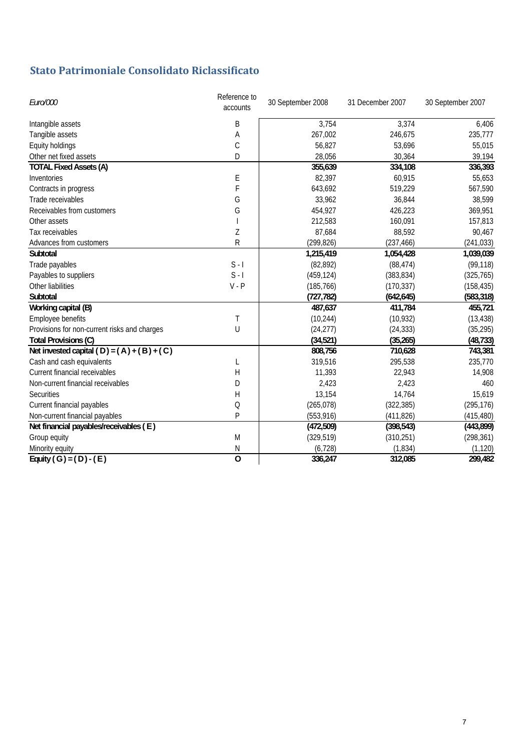## Stato Patrimoniale Consolidato Riclassificato

| *Euro/000* | Reference to accounts | 30 September 2008 | 31 December 2007 | 30 September 2007 |
|---|---|---|---|---|
| Intangible assets | B | 3,754 | 3,374 | 6,406 |
| Tangible assets | A | 267,002 | 246,675 | 235,777 |
| Equity holdings | C | 56,827 | 53,696 | 55,015 |
| Other net fixed assets | D | 28,056 | 30,364 | 39,194 |
| **TOTAL Fixed Assets (A)** | | **355,639** | **334,108** | **336,393** |
| Inventories | E | 82,397 | 60,915 | 55,653 |
| Contracts in progress | F | 643,692 | 519,229 | 567,590 |
| Trade receivables | G | 33,962 | 36,844 | 38,599 |
| Receivables from customers | G | 454,927 | 426,223 | 369,951 |
| Other assets | I | 212,583 | 160,091 | 157,813 |
| Tax receivables | Z | 87,684 | 88,592 | 90,467 |
| Advances from customers | R | (299,826) | (237,466) | (241,033) |
| **Subtotal** | | **1,215,419** | **1,054,428** | **1,039,039** |
| Trade payables | S - I | (82,892) | (88,474) | (99,118) |
| Payables to suppliers | S - I | (459,124) | (383,834) | (325,765) |
| Other liabilities | V - P | (185,766) | (170,337) | (158,435) |
| **Subtotal** | | **(727,782)** | **(642,645)** | **(583,318)** |
| **Working capital (B)** | | **487,637** | **411,784** | **455,721** |
| Employee benefits | T | (10,244) | (10,932) | (13,438) |
| Provisions for non-current risks and charges | U | (24,277) | (24,333) | (35,295) |
| **Total Provisions (C)** | | **(34,521)** | **(35,265)** | **(48,733)** |
| **Net invested capital ( D ) = ( A ) + ( B ) + ( C )** | | **808,756** | **710,628** | **743,381** |
| Cash and cash equivalents | L | 319,516 | 295,538 | 235,770 |
| Current financial receivables | H | 11,393 | 22,943 | 14,908 |
| Non-current financial receivables | D | 2,423 | 2,423 | 460 |
| Securities | H | 13,154 | 14,764 | 15,619 |
| Current financial payables | Q | (265,078) | (322,385) | (295,176) |
| Non-current financial payables | P | (553,916) | (411,826) | (415,480) |
| **Net financial payables/receivables ( E )** | | **(472,509)** | **(398,543)** | **(443,899)** |
| Group equity | M | (329,519) | (310,251) | (298,361) |
| Minority equity | N | (6,728) | (1,834) | (1,120) |
| **Equity ( G ) = ( D ) - ( E )** | **O** | **336,247** | **312,085** | **299,482** |